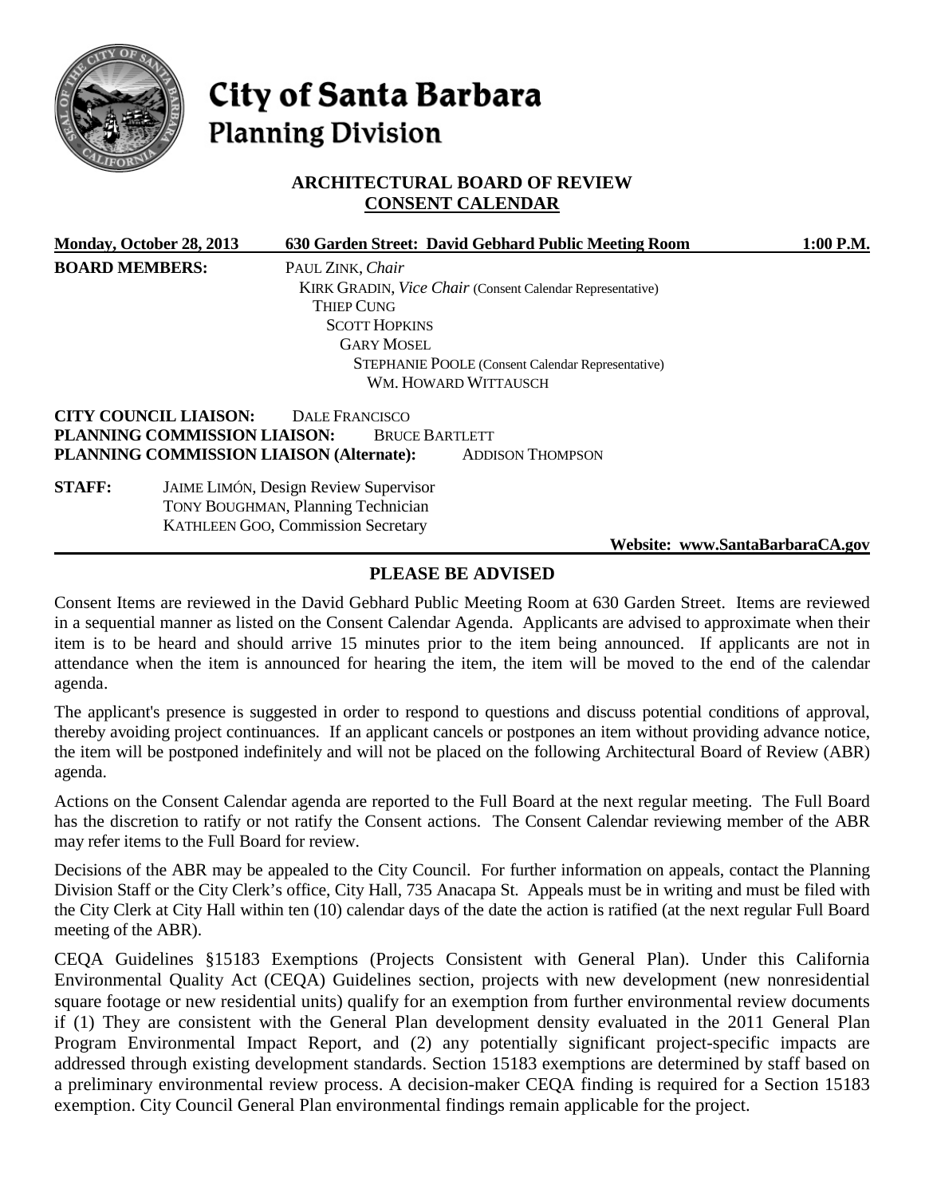# City of Santa Barbara
## Planning Division

### ARCHITECTURAL BOARD OF REVIEW
### CONSENT CALENDAR

**Monday, October 28, 2013** **630 Garden Street: David Gebhard Public Meeting Room** **1:00 P.M.**

**BOARD MEMBERS:**
PAUL ZINK, *Chair*
KIRK GRADIN, *Vice Chair* (Consent Calendar Representative)
THIEP CUNG
SCOTT HOPKINS
GARY MOSEL
STEPHANIE POOLE (Consent Calendar Representative)
WM. HOWARD WITTAUSCH

**CITY COUNCIL LIAISON:** DALE FRANCISCO
**PLANNING COMMISSION LIAISON:** BRUCE BARTLETT
**PLANNING COMMISSION LIAISON (Alternate):** ADDISON THOMPSON

**STAFF:**
JAIME LIMÓN, Design Review Supervisor
TONY BOUGHMAN, Planning Technician
KATHLEEN GOO, Commission Secretary

**Website: www.SantaBarbaraCA.gov**

## PLEASE BE ADVISED

Consent Items are reviewed in the David Gebhard Public Meeting Room at 630 Garden Street. Items are reviewed in a sequential manner as listed on the Consent Calendar Agenda. Applicants are advised to approximate when their item is to be heard and should arrive 15 minutes prior to the item being announced. If applicants are not in attendance when the item is announced for hearing the item, the item will be moved to the end of the calendar agenda.

The applicant's presence is suggested in order to respond to questions and discuss potential conditions of approval, thereby avoiding project continuances. If an applicant cancels or postpones an item without providing advance notice, the item will be postponed indefinitely and will not be placed on the following Architectural Board of Review (ABR) agenda.

Actions on the Consent Calendar agenda are reported to the Full Board at the next regular meeting. The Full Board has the discretion to ratify or not ratify the Consent actions. The Consent Calendar reviewing member of the ABR may refer items to the Full Board for review.

Decisions of the ABR may be appealed to the City Council. For further information on appeals, contact the Planning Division Staff or the City Clerk's office, City Hall, 735 Anacapa St. Appeals must be in writing and must be filed with the City Clerk at City Hall within ten (10) calendar days of the date the action is ratified (at the next regular Full Board meeting of the ABR).

CEQA Guidelines §15183 Exemptions (Projects Consistent with General Plan). Under this California Environmental Quality Act (CEQA) Guidelines section, projects with new development (new nonresidential square footage or new residential units) qualify for an exemption from further environmental review documents if (1) They are consistent with the General Plan development density evaluated in the 2011 General Plan Program Environmental Impact Report, and (2) any potentially significant project-specific impacts are addressed through existing development standards. Section 15183 exemptions are determined by staff based on a preliminary environmental review process. A decision-maker CEQA finding is required for a Section 15183 exemption. City Council General Plan environmental findings remain applicable for the project.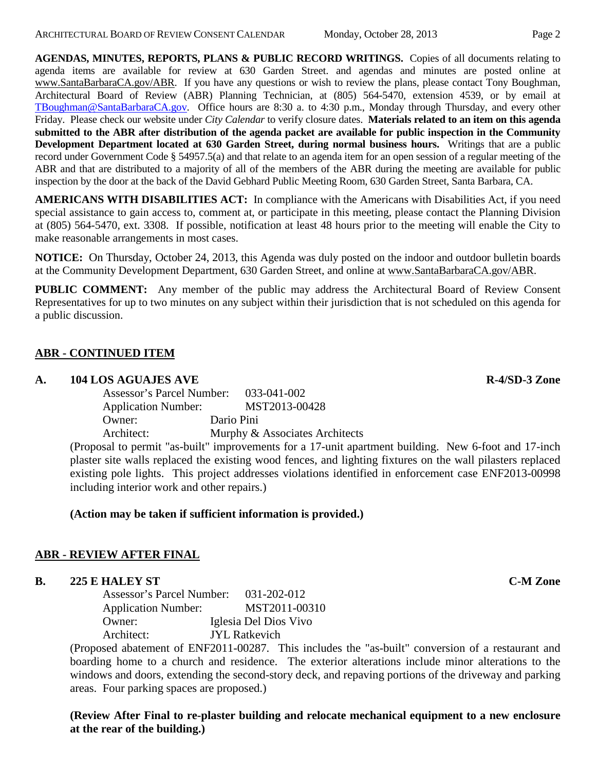**AGENDAS, MINUTES, REPORTS, PLANS & PUBLIC RECORD WRITINGS.** Copies of all documents relating to agenda items are available for review at 630 Garden Street. and agendas and minutes are posted online at www.SantaBarbaraCA.gov/ABR. If you have any questions or wish to review the plans, please contact Tony Boughman, Architectural Board of Review (ABR) Planning Technician, at (805) 564-5470, extension 4539, or by email at TBoughman@SantaBarbaraCA.gov. Office hours are 8:30 a. to 4:30 p.m., Monday through Thursday, and every other Friday. Please check our website under *City Calendar* to verify closure dates. **Materials related to an item on this agenda submitted to the ABR after distribution of the agenda packet are available for public inspection in the Community Development Department located at 630 Garden Street, during normal business hours.** Writings that are a public record under Government Code § 54957.5(a) and that relate to an agenda item for an open session of a regular meeting of the ABR and that are distributed to a majority of all of the members of the ABR during the meeting are available for public inspection by the door at the back of the David Gebhard Public Meeting Room, 630 Garden Street, Santa Barbara, CA.

**AMERICANS WITH DISABILITIES ACT:** In compliance with the Americans with Disabilities Act, if you need special assistance to gain access to, comment at, or participate in this meeting, please contact the Planning Division at (805) 564-5470, ext. 3308. If possible, notification at least 48 hours prior to the meeting will enable the City to make reasonable arrangements in most cases.

**NOTICE:** On Thursday, October 24, 2013, this Agenda was duly posted on the indoor and outdoor bulletin boards at the Community Development Department, 630 Garden Street, and online at www.SantaBarbaraCA.gov/ABR.

**PUBLIC COMMENT:** Any member of the public may address the Architectural Board of Review Consent Representatives for up to two minutes on any subject within their jurisdiction that is not scheduled on this agenda for a public discussion.

## ABR - CONTINUED ITEM

**A. 104 LOS AGUAJES AVE** **R-4/SD-3 Zone**

Assessor's Parcel Number: 033-041-002
Application Number: MST2013-00428
Owner: Dario Pini
Architect: Murphy & Associates Architects

(Proposal to permit "as-built" improvements for a 17-unit apartment building. New 6-foot and 17-inch plaster site walls replaced the existing wood fences, and lighting fixtures on the wall pilasters replaced existing pole lights. This project addresses violations identified in enforcement case ENF2013-00998 including interior work and other repairs.)

**(Action may be taken if sufficient information is provided.)**

## ABR - REVIEW AFTER FINAL

**B. 225 E HALEY ST** **C-M Zone**

Assessor's Parcel Number: 031-202-012
Application Number: MST2011-00310
Owner: Iglesia Del Dios Vivo
Architect: JYL Ratkevich

(Proposed abatement of ENF2011-00287. This includes the "as-built" conversion of a restaurant and boarding home to a church and residence. The exterior alterations include minor alterations to the windows and doors, extending the second-story deck, and repaving portions of the driveway and parking areas. Four parking spaces are proposed.)

**(Review After Final to re-plaster building and relocate mechanical equipment to a new enclosure at the rear of the building.)**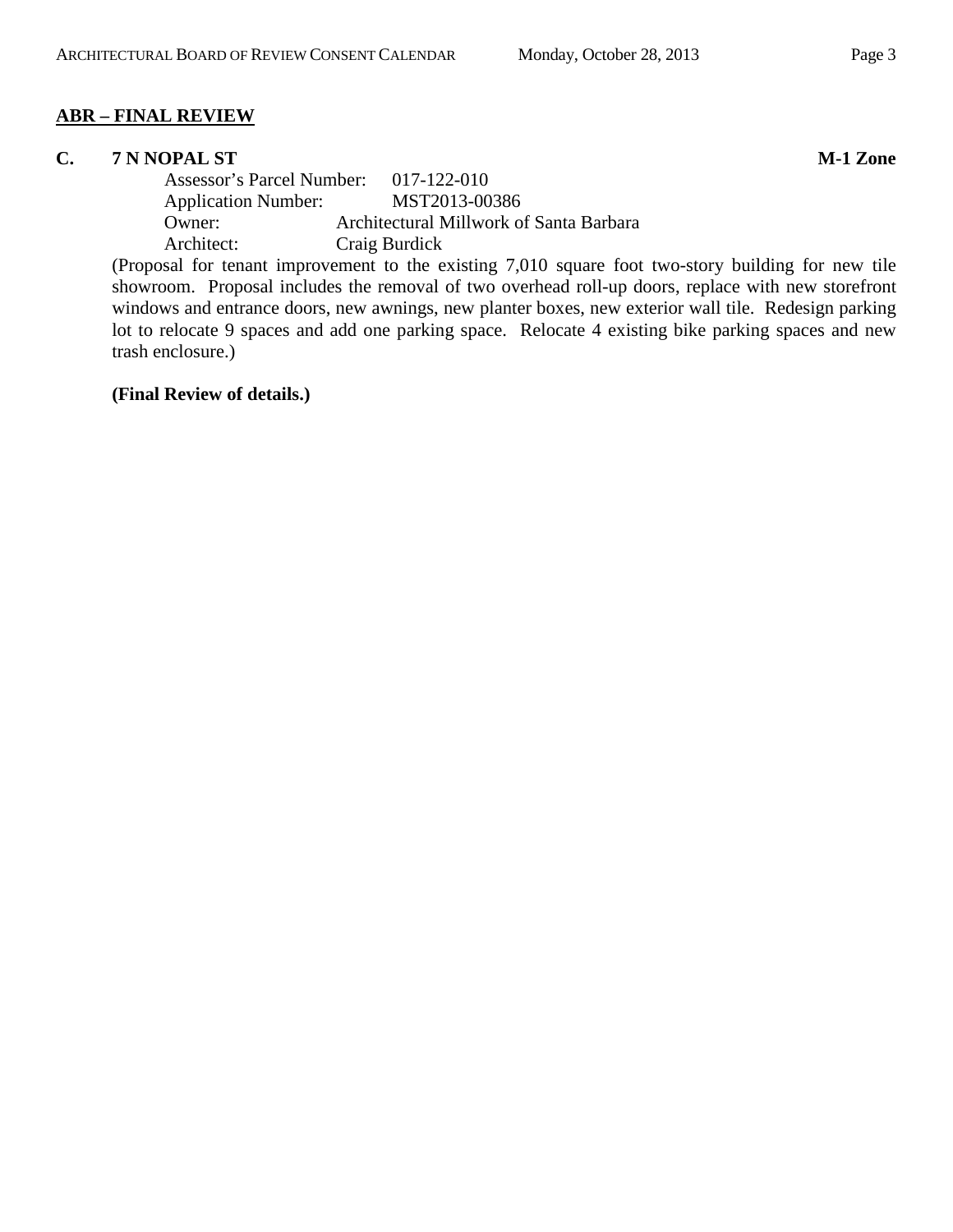## ABR – FINAL REVIEW

**C. 7 N NOPAL ST** **M-1 Zone**

Assessor's Parcel Number: 017-122-010
Application Number: MST2013-00386
Owner: Architectural Millwork of Santa Barbara
Architect: Craig Burdick

(Proposal for tenant improvement to the existing 7,010 square foot two-story building for new tile showroom. Proposal includes the removal of two overhead roll-up doors, replace with new storefront windows and entrance doors, new awnings, new planter boxes, new exterior wall tile. Redesign parking lot to relocate 9 spaces and add one parking space. Relocate 4 existing bike parking spaces and new trash enclosure.)

**(Final Review of details.)**